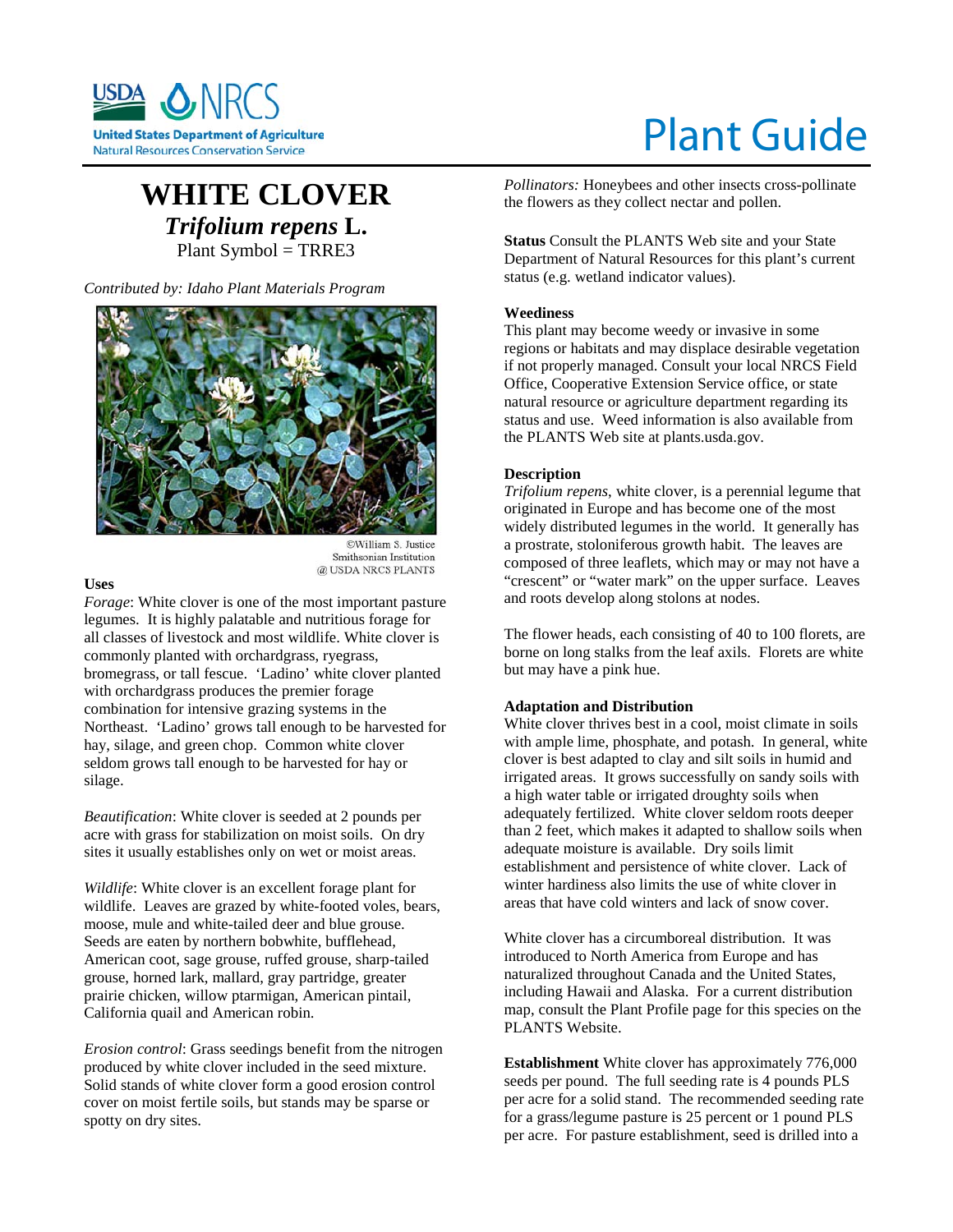# WHITE CLOVER

## ***Trifolium repens* L.**

Plant Symbol = TRRE3

*Contributed by: Idaho Plant Materials Program*

©William S. Justice
Smithsonian Institution
@ USDA NRCS PLANTS

### Uses

*Forage*: White clover is one of the most important pasture legumes. It is highly palatable and nutritious forage for all classes of livestock and most wildlife. White clover is commonly planted with orchardgrass, ryegrass, bromegrass, or tall fescue. 'Ladino' white clover planted with orchardgrass produces the premier forage combination for intensive grazing systems in the Northeast. 'Ladino' grows tall enough to be harvested for hay, silage, and green chop. Common white clover seldom grows tall enough to be harvested for hay or silage.

*Beautification*: White clover is seeded at 2 pounds per acre with grass for stabilization on moist soils. On dry sites it usually establishes only on wet or moist areas.

*Wildlife*: White clover is an excellent forage plant for wildlife. Leaves are grazed by white-footed voles, bears, moose, mule and white-tailed deer and blue grouse. Seeds are eaten by northern bobwhite, bufflehead, American coot, sage grouse, ruffed grouse, sharp-tailed grouse, horned lark, mallard, gray partridge, greater prairie chicken, willow ptarmigan, American pintail, California quail and American robin.

*Erosion control*: Grass seedings benefit from the nitrogen produced by white clover included in the seed mixture. Solid stands of white clover form a good erosion control cover on moist fertile soils, but stands may be sparse or spotty on dry sites.

*Pollinators:* Honeybees and other insects cross-pollinate the flowers as they collect nectar and pollen.

**Status** Consult the PLANTS Web site and your State Department of Natural Resources for this plant's current status (e.g. wetland indicator values).

### Weediness

This plant may become weedy or invasive in some regions or habitats and may displace desirable vegetation if not properly managed. Consult your local NRCS Field Office, Cooperative Extension Service office, or state natural resource or agriculture department regarding its status and use. Weed information is also available from the PLANTS Web site at plants.usda.gov.

### Description

*Trifolium repens*, white clover, is a perennial legume that originated in Europe and has become one of the most widely distributed legumes in the world. It generally has a prostrate, stoloniferous growth habit. The leaves are composed of three leaflets, which may or may not have a "crescent" or "water mark" on the upper surface. Leaves and roots develop along stolons at nodes.

The flower heads, each consisting of 40 to 100 florets, are borne on long stalks from the leaf axils. Florets are white but may have a pink hue.

### Adaptation and Distribution

White clover thrives best in a cool, moist climate in soils with ample lime, phosphate, and potash. In general, white clover is best adapted to clay and silt soils in humid and irrigated areas. It grows successfully on sandy soils with a high water table or irrigated droughty soils when adequately fertilized. White clover seldom roots deeper than 2 feet, which makes it adapted to shallow soils when adequate moisture is available. Dry soils limit establishment and persistence of white clover. Lack of winter hardiness also limits the use of white clover in areas that have cold winters and lack of snow cover.

White clover has a circumboreal distribution. It was introduced to North America from Europe and has naturalized throughout Canada and the United States, including Hawaii and Alaska. For a current distribution map, consult the Plant Profile page for this species on the PLANTS Website.

**Establishment** White clover has approximately 776,000 seeds per pound. The full seeding rate is 4 pounds PLS per acre for a solid stand. The recommended seeding rate for a grass/legume pasture is 25 percent or 1 pound PLS per acre. For pasture establishment, seed is drilled into a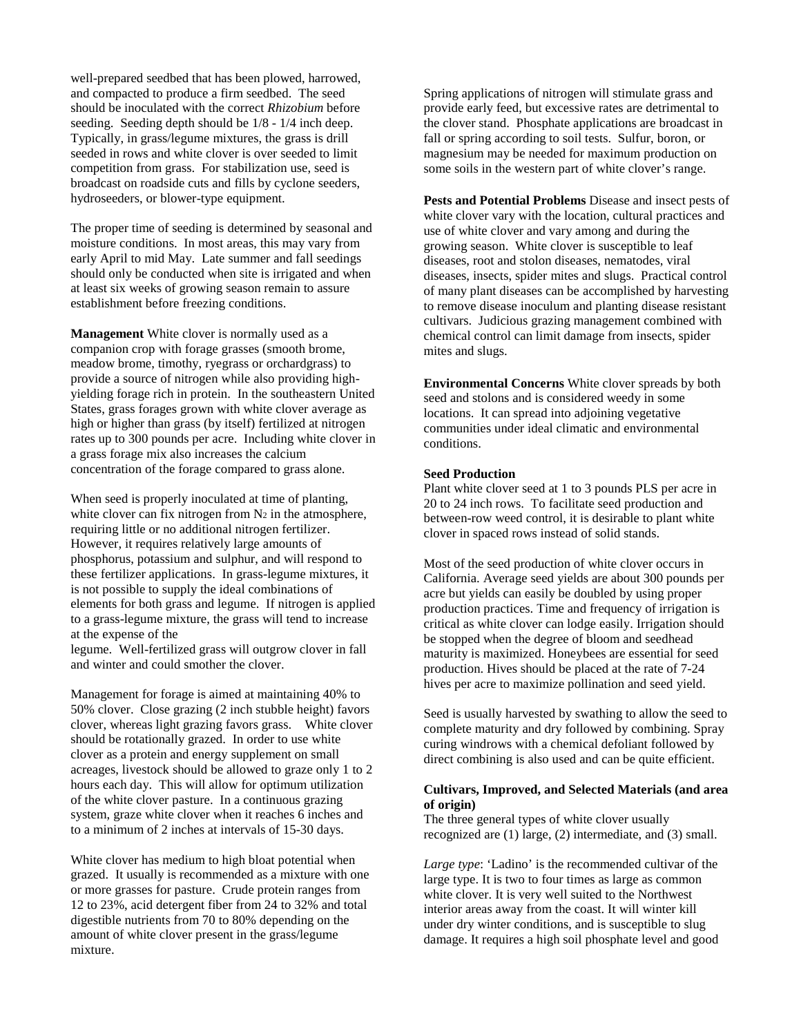well-prepared seedbed that has been plowed, harrowed, and compacted to produce a firm seedbed. The seed should be inoculated with the correct *Rhizobium* before seeding. Seeding depth should be 1/8 - 1/4 inch deep. Typically, in grass/legume mixtures, the grass is drill seeded in rows and white clover is over seeded to limit competition from grass. For stabilization use, seed is broadcast on roadside cuts and fills by cyclone seeders, hydroseeders, or blower-type equipment.

The proper time of seeding is determined by seasonal and moisture conditions. In most areas, this may vary from early April to mid May. Late summer and fall seedings should only be conducted when site is irrigated and when at least six weeks of growing season remain to assure establishment before freezing conditions.

**Management** White clover is normally used as a companion crop with forage grasses (smooth brome, meadow brome, timothy, ryegrass or orchardgrass) to provide a source of nitrogen while also providing high-yielding forage rich in protein. In the southeastern United States, grass forages grown with white clover average as high or higher than grass (by itself) fertilized at nitrogen rates up to 300 pounds per acre. Including white clover in a grass forage mix also increases the calcium concentration of the forage compared to grass alone.

When seed is properly inoculated at time of planting, white clover can fix nitrogen from $N_2$ in the atmosphere, requiring little or no additional nitrogen fertilizer. However, it requires relatively large amounts of phosphorus, potassium and sulphur, and will respond to these fertilizer applications. In grass-legume mixtures, it is not possible to supply the ideal combinations of elements for both grass and legume. If nitrogen is applied to a grass-legume mixture, the grass will tend to increase at the expense of the legume. Well-fertilized grass will outgrow clover in fall and winter and could smother the clover.

Management for forage is aimed at maintaining 40% to 50% clover. Close grazing (2 inch stubble height) favors clover, whereas light grazing favors grass. White clover should be rotationally grazed. In order to use white clover as a protein and energy supplement on small acreages, livestock should be allowed to graze only 1 to 2 hours each day. This will allow for optimum utilization of the white clover pasture. In a continuous grazing system, graze white clover when it reaches 6 inches and to a minimum of 2 inches at intervals of 15-30 days.

White clover has medium to high bloat potential when grazed. It usually is recommended as a mixture with one or more grasses for pasture. Crude protein ranges from 12 to 23%, acid detergent fiber from 24 to 32% and total digestible nutrients from 70 to 80% depending on the amount of white clover present in the grass/legume mixture.

Spring applications of nitrogen will stimulate grass and provide early feed, but excessive rates are detrimental to the clover stand. Phosphate applications are broadcast in fall or spring according to soil tests. Sulfur, boron, or magnesium may be needed for maximum production on some soils in the western part of white clover's range.

**Pests and Potential Problems** Disease and insect pests of white clover vary with the location, cultural practices and use of white clover and vary among and during the growing season. White clover is susceptible to leaf diseases, root and stolon diseases, nematodes, viral diseases, insects, spider mites and slugs. Practical control of many plant diseases can be accomplished by harvesting to remove disease inoculum and planting disease resistant cultivars. Judicious grazing management combined with chemical control can limit damage from insects, spider mites and slugs.

**Environmental Concerns** White clover spreads by both seed and stolons and is considered weedy in some locations. It can spread into adjoining vegetative communities under ideal climatic and environmental conditions.

**Seed Production**

Plant white clover seed at 1 to 3 pounds PLS per acre in 20 to 24 inch rows. To facilitate seed production and between-row weed control, it is desirable to plant white clover in spaced rows instead of solid stands.

Most of the seed production of white clover occurs in California. Average seed yields are about 300 pounds per acre but yields can easily be doubled by using proper production practices. Time and frequency of irrigation is critical as white clover can lodge easily. Irrigation should be stopped when the degree of bloom and seedhead maturity is maximized. Honeybees are essential for seed production. Hives should be placed at the rate of 7-24 hives per acre to maximize pollination and seed yield.

Seed is usually harvested by swathing to allow the seed to complete maturity and dry followed by combining. Spray curing windrows with a chemical defoliant followed by direct combining is also used and can be quite efficient.

**Cultivars, Improved, and Selected Materials (and area of origin)**

The three general types of white clover usually recognized are (1) large, (2) intermediate, and (3) small.

*Large type*: 'Ladino' is the recommended cultivar of the large type. It is two to four times as large as common white clover. It is very well suited to the Northwest interior areas away from the coast. It will winter kill under dry winter conditions, and is susceptible to slug damage. It requires a high soil phosphate level and good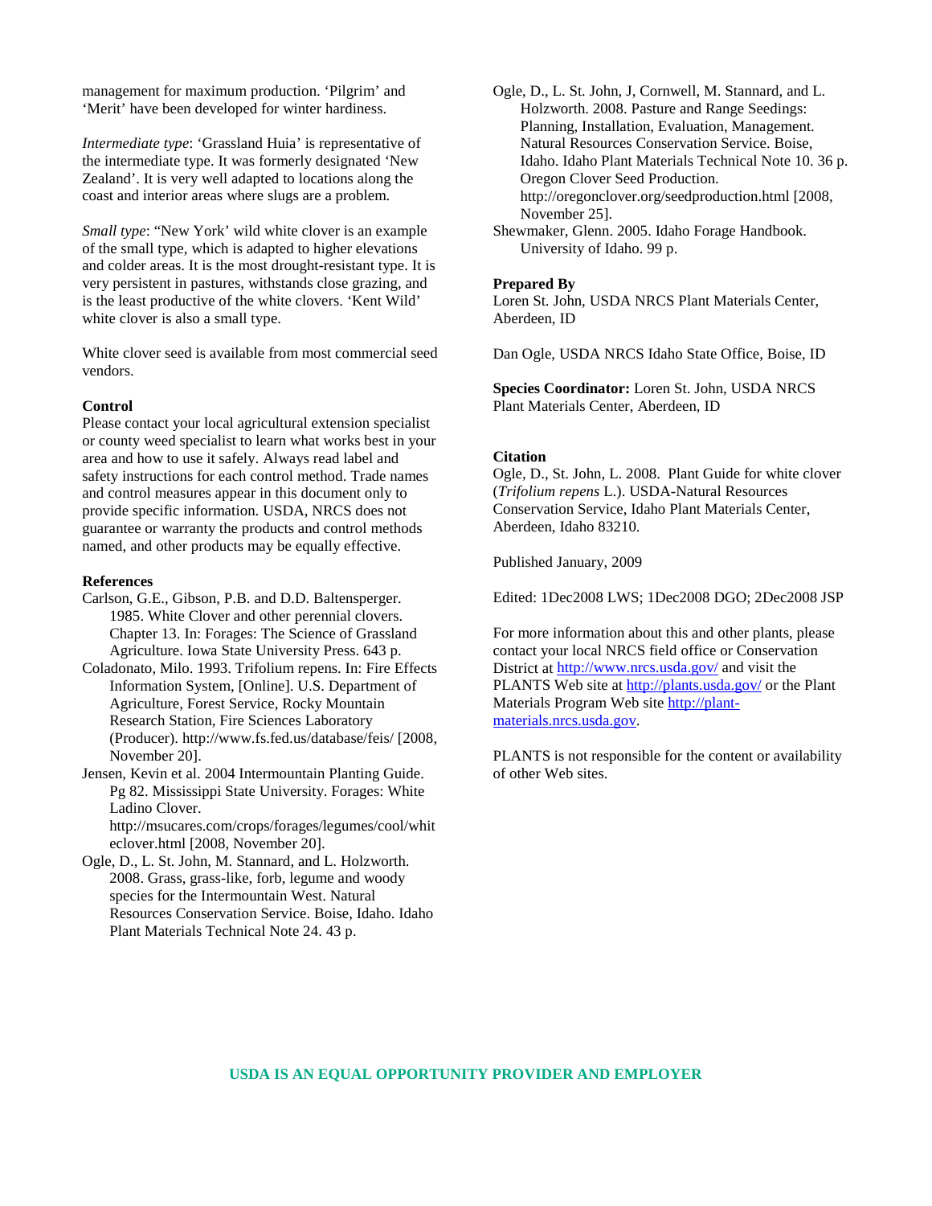management for maximum production. 'Pilgrim' and 'Merit' have been developed for winter hardiness.

*Intermediate type*: 'Grassland Huia' is representative of the intermediate type. It was formerly designated 'New Zealand'. It is very well adapted to locations along the coast and interior areas where slugs are a problem.

*Small type*: "New York' wild white clover is an example of the small type, which is adapted to higher elevations and colder areas. It is the most drought-resistant type. It is very persistent in pastures, withstands close grazing, and is the least productive of the white clovers. 'Kent Wild' white clover is also a small type.

White clover seed is available from most commercial seed vendors.

**Control**

Please contact your local agricultural extension specialist or county weed specialist to learn what works best in your area and how to use it safely. Always read label and safety instructions for each control method. Trade names and control measures appear in this document only to provide specific information. USDA, NRCS does not guarantee or warranty the products and control methods named, and other products may be equally effective.

**References**

Carlson, G.E., Gibson, P.B. and D.D. Baltensperger. 1985. White Clover and other perennial clovers. Chapter 13. In: Forages: The Science of Grassland Agriculture. Iowa State University Press. 643 p.

Coladonato, Milo. 1993. Trifolium repens. In: Fire Effects Information System, [Online]. U.S. Department of Agriculture, Forest Service, Rocky Mountain Research Station, Fire Sciences Laboratory (Producer). http://www.fs.fed.us/database/feis/ [2008, November 20].

Jensen, Kevin et al. 2004 Intermountain Planting Guide. Pg 82. Mississippi State University. Forages: White Ladino Clover. http://msucares.com/crops/forages/legumes/cool/whiteclover.html [2008, November 20].

Ogle, D., L. St. John, M. Stannard, and L. Holzworth. 2008. Grass, grass-like, forb, legume and woody species for the Intermountain West. Natural Resources Conservation Service. Boise, Idaho. Idaho Plant Materials Technical Note 24. 43 p.

Ogle, D., L. St. John, J, Cornwell, M. Stannard, and L. Holzworth. 2008. Pasture and Range Seedings: Planning, Installation, Evaluation, Management. Natural Resources Conservation Service. Boise, Idaho. Idaho Plant Materials Technical Note 10. 36 p. Oregon Clover Seed Production. http://oregonclover.org/seedproduction.html [2008, November 25].

Shewmaker, Glenn. 2005. Idaho Forage Handbook. University of Idaho. 99 p.

**Prepared By**

Loren St. John, USDA NRCS Plant Materials Center, Aberdeen, ID

Dan Ogle, USDA NRCS Idaho State Office, Boise, ID

**Species Coordinator:** Loren St. John, USDA NRCS Plant Materials Center, Aberdeen, ID

**Citation**

Ogle, D., St. John, L. 2008. Plant Guide for white clover (*Trifolium repens* L.). USDA-Natural Resources Conservation Service, Idaho Plant Materials Center, Aberdeen, Idaho 83210.

Published January, 2009

Edited: 1Dec2008 LWS; 1Dec2008 DGO; 2Dec2008 JSP

For more information about this and other plants, please contact your local NRCS field office or Conservation District at http://www.nrcs.usda.gov/ and visit the PLANTS Web site at http://plants.usda.gov/ or the Plant Materials Program Web site http://plant-materials.nrcs.usda.gov.

PLANTS is not responsible for the content or availability of other Web sites.

**USDA IS AN EQUAL OPPORTUNITY PROVIDER AND EMPLOYER**